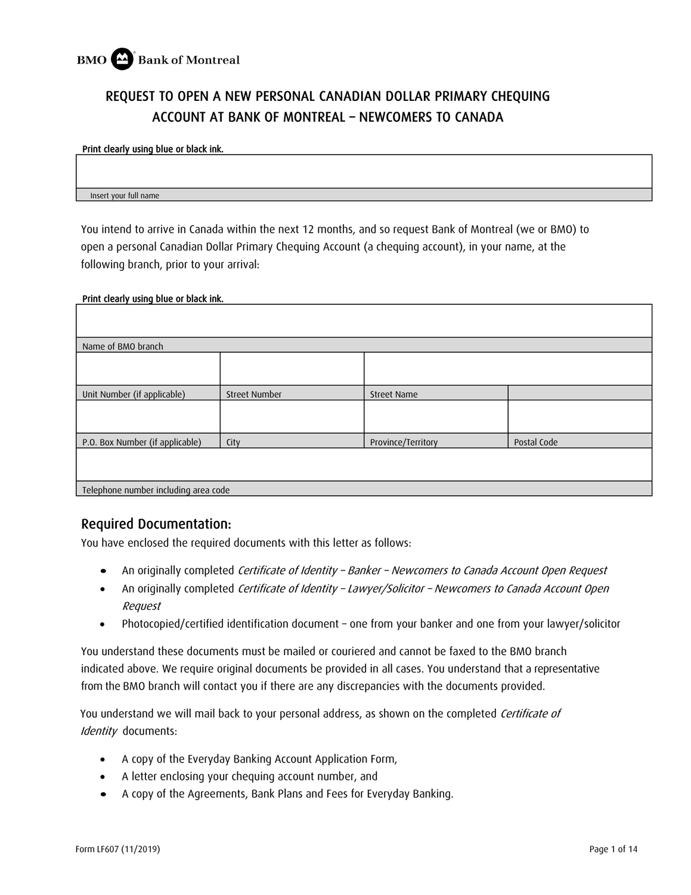BMO Bank of Montreal

# REQUEST TO OPEN A NEW PERSONAL CANADIAN DOLLAR PRIMARY CHEQUING ACCOUNT AT BANK OF MONTREAL – NEWCOMERS TO CANADA

**Print clearly using blue or black ink.**

| |
|---|
| |
| Insert your full name |

You intend to arrive in Canada within the next 12 months, and so request Bank of Montreal (we or BMO) to open a personal Canadian Dollar Primary Chequing Account (a chequing account), in your name, at the following branch, prior to your arrival:

**Print clearly using blue or black ink.**

| | | | |
|---|---|---|---|
| | | | |
| Name of BMO branch | | | |
| | | | |
| Unit Number (if applicable) | Street Number | Street Name | |
| | | | |
| P.O. Box Number (if applicable) | City | Province/Territory | Postal Code |
| | | | |
| Telephone number including area code | | | |

## Required Documentation:

You have enclosed the required documents with this letter as follows:

- An originally completed *Certificate of Identity – Banker – Newcomers to Canada Account Open Request*
- An originally completed *Certificate of Identity – Lawyer/Solicitor – Newcomers to Canada Account Open Request*
- Photocopied/certified identification document – one from your banker and one from your lawyer/solicitor

You understand these documents must be mailed or couriered and cannot be faxed to the BMO branch indicated above. We require original documents be provided in all cases. You understand that a representative from the BMO branch will contact you if there are any discrepancies with the documents provided.

You understand we will mail back to your personal address, as shown on the completed *Certificate of Identity* documents:

- A copy of the Everyday Banking Account Application Form,
- A letter enclosing your chequing account number, and
- A copy of the Agreements, Bank Plans and Fees for Everyday Banking.

Form LF607 (11/2019)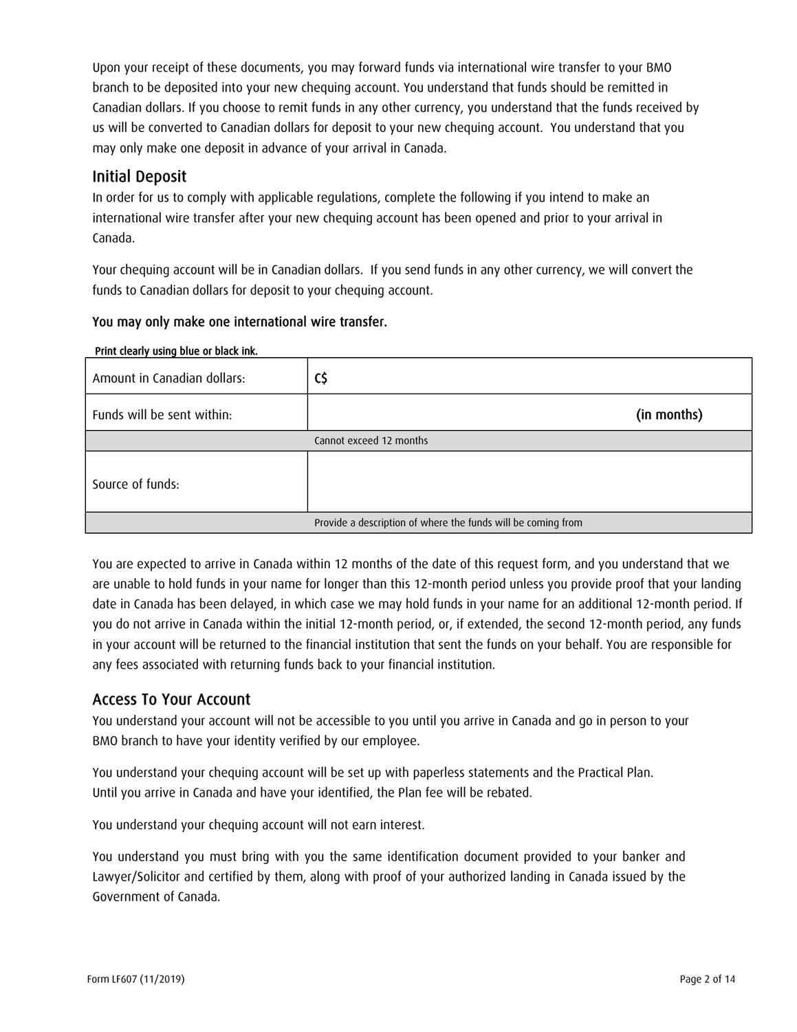Upon your receipt of these documents, you may forward funds via international wire transfer to your BMO branch to be deposited into your new chequing account. You understand that funds should be remitted in Canadian dollars. If you choose to remit funds in any other currency, you understand that the funds received by us will be converted to Canadian dollars for deposit to your new chequing account. You understand that you may only make one deposit in advance of your arrival in Canada.

## Initial Deposit

In order for us to comply with applicable regulations, complete the following if you intend to make an international wire transfer after your new chequing account has been opened and prior to your arrival in Canada.

Your chequing account will be in Canadian dollars. If you send funds in any other currency, we will convert the funds to Canadian dollars for deposit to your chequing account.

**You may only make one international wire transfer.**

**Print clearly using blue or black ink.**

| | |
|---|---|
| Amount in Canadian dollars: | C$ |
| Funds will be sent within: | **(in months)** |
| | Cannot exceed 12 months |
| Source of funds: | |
| | Provide a description of where the funds will be coming from |

You are expected to arrive in Canada within 12 months of the date of this request form, and you understand that we are unable to hold funds in your name for longer than this 12-month period unless you provide proof that your landing date in Canada has been delayed, in which case we may hold funds in your name for an additional 12-month period. If you do not arrive in Canada within the initial 12-month period, or, if extended, the second 12-month period, any funds in your account will be returned to the financial institution that sent the funds on your behalf. You are responsible for any fees associated with returning funds back to your financial institution.

## Access To Your Account

You understand your account will not be accessible to you until you arrive in Canada and go in person to your BMO branch to have your identity verified by our employee.

You understand your chequing account will be set up with paperless statements and the Practical Plan. Until you arrive in Canada and have your identified, the Plan fee will be rebated.

You understand your chequing account will not earn interest.

You understand you must bring with you the same identification document provided to your banker and Lawyer/Solicitor and certified by them, along with proof of your authorized landing in Canada issued by the Government of Canada.

Form LF607 (11/2019)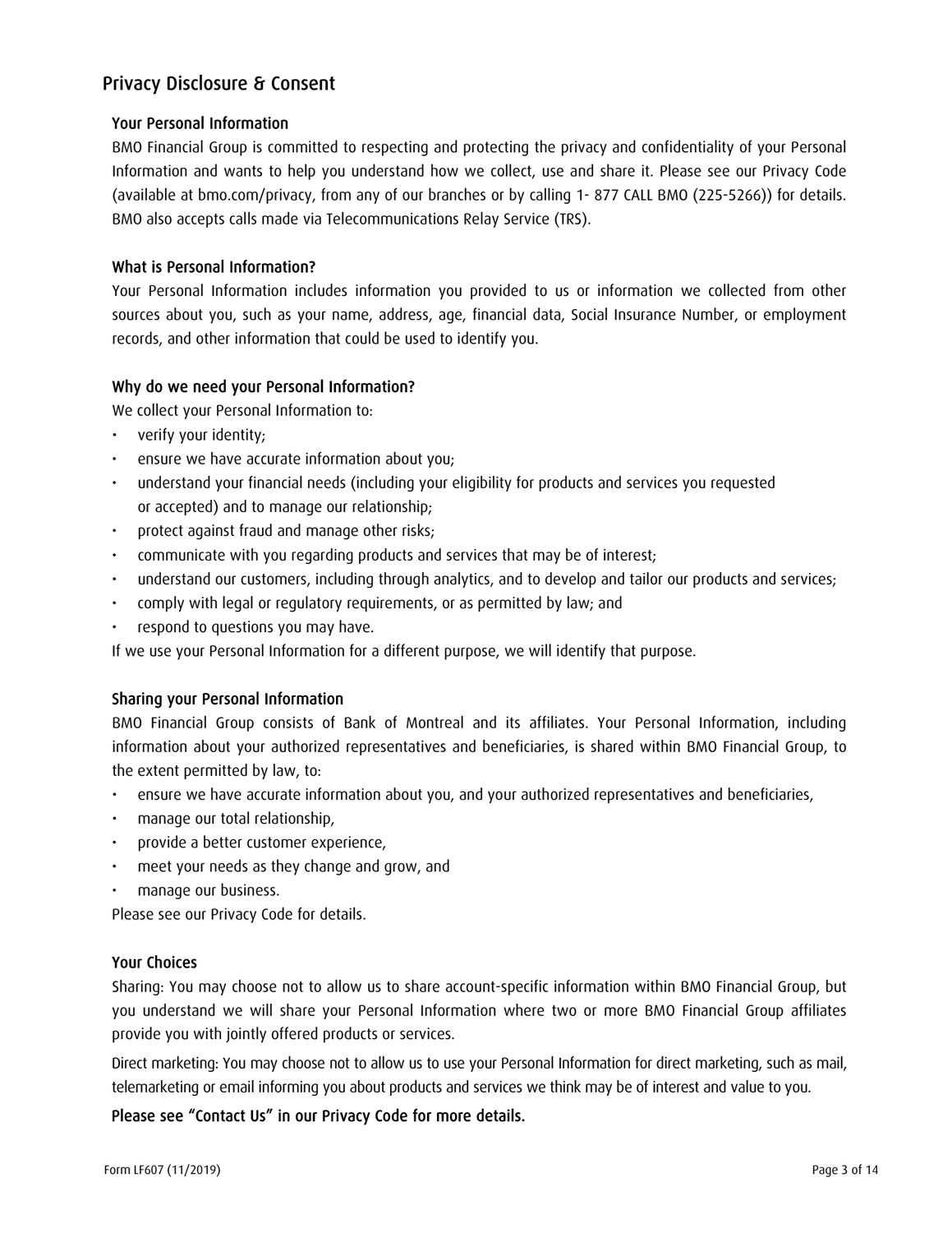## Privacy Disclosure & Consent

### Your Personal Information

BMO Financial Group is committed to respecting and protecting the privacy and confidentiality of your Personal Information and wants to help you understand how we collect, use and share it. Please see our Privacy Code (available at bmo.com/privacy, from any of our branches or by calling 1- 877 CALL BMO (225-5266)) for details. BMO also accepts calls made via Telecommunications Relay Service (TRS).

### What is Personal Information?

Your Personal Information includes information you provided to us or information we collected from other sources about you, such as your name, address, age, financial data, Social Insurance Number, or employment records, and other information that could be used to identify you.

### Why do we need your Personal Information?

We collect your Personal Information to:

- verify your identity;
- ensure we have accurate information about you;
- understand your financial needs (including your eligibility for products and services you requested or accepted) and to manage our relationship;
- protect against fraud and manage other risks;
- communicate with you regarding products and services that may be of interest;
- understand our customers, including through analytics, and to develop and tailor our products and services;
- comply with legal or regulatory requirements, or as permitted by law; and
- respond to questions you may have.

If we use your Personal Information for a different purpose, we will identify that purpose.

### Sharing your Personal Information

BMO Financial Group consists of Bank of Montreal and its affiliates. Your Personal Information, including information about your authorized representatives and beneficiaries, is shared within BMO Financial Group, to the extent permitted by law, to:

- ensure we have accurate information about you, and your authorized representatives and beneficiaries,
- manage our total relationship,
- provide a better customer experience,
- meet your needs as they change and grow, and
- manage our business.

Please see our Privacy Code for details.

### Your Choices

Sharing: You may choose not to allow us to share account-specific information within BMO Financial Group, but you understand we will share your Personal Information where two or more BMO Financial Group affiliates provide you with jointly offered products or services.

Direct marketing: You may choose not to allow us to use your Personal Information for direct marketing, such as mail, telemarketing or email informing you about products and services we think may be of interest and value to you.

**Please see "Contact Us" in our Privacy Code for more details.**

Form LF607 (11/2019)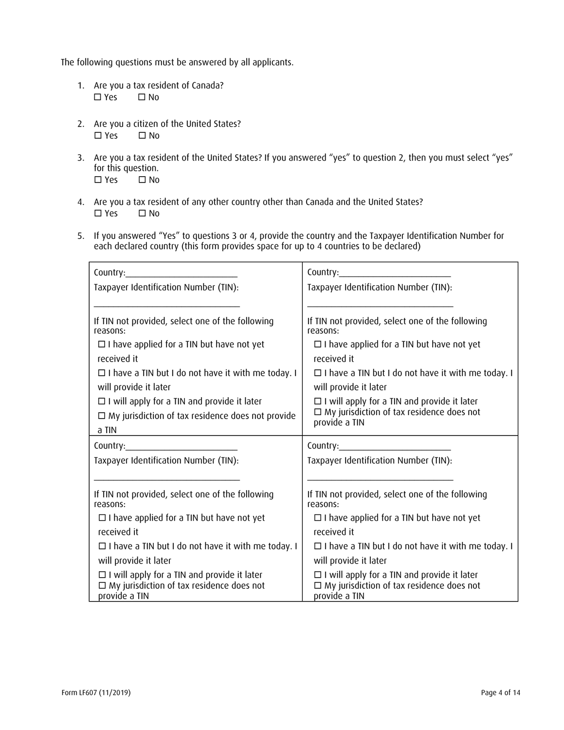The following questions must be answered by all applicants.

1. Are you a tax resident of Canada?
   ☐ Yes ☐ No

2. Are you a citizen of the United States?
   ☐ Yes ☐ No

3. Are you a tax resident of the United States? If you answered "yes" to question 2, then you must select "yes" for this question.
   ☐ Yes ☐ No

4. Are you a tax resident of any other country other than Canada and the United States?
   ☐ Yes ☐ No

5. If you answered "Yes" to questions 3 or 4, provide the country and the Taxpayer Identification Number for each declared country (this form provides space for up to 4 countries to be declared)

| | |
|---|---|
| Country:\_\_\_\_\_\_\_\_\_\_\_\_\_\_\_\_\_\_\_\_\_\_\_\_<br>Taxpayer Identification Number (TIN):<br>\_\_\_\_\_\_\_\_\_\_\_\_\_\_\_\_\_\_\_\_\_\_\_\_\_\_\_\_\_\_\_\_<br>If TIN not provided, select one of the following reasons:<br>☐ I have applied for a TIN but have not yet received it<br>☐ I have a TIN but I do not have it with me today. I will provide it later<br>☐ I will apply for a TIN and provide it later<br>☐ My jurisdiction of tax residence does not provide a TIN | Country:\_\_\_\_\_\_\_\_\_\_\_\_\_\_\_\_\_\_\_\_\_\_\_\_<br>Taxpayer Identification Number (TIN):<br>\_\_\_\_\_\_\_\_\_\_\_\_\_\_\_\_\_\_\_\_\_\_\_\_\_\_\_\_\_\_\_\_<br>If TIN not provided, select one of the following reasons:<br>☐ I have applied for a TIN but have not yet received it<br>☐ I have a TIN but I do not have it with me today. I will provide it later<br>☐ I will apply for a TIN and provide it later<br>☐ My jurisdiction of tax residence does not provide a TIN |
| Country:\_\_\_\_\_\_\_\_\_\_\_\_\_\_\_\_\_\_\_\_\_\_\_\_<br>Taxpayer Identification Number (TIN):<br>\_\_\_\_\_\_\_\_\_\_\_\_\_\_\_\_\_\_\_\_\_\_\_\_\_\_\_\_\_\_\_\_<br>If TIN not provided, select one of the following reasons:<br>☐ I have applied for a TIN but have not yet received it<br>☐ I have a TIN but I do not have it with me today. I will provide it later<br>☐ I will apply for a TIN and provide it later<br>☐ My jurisdiction of tax residence does not provide a TIN | Country:\_\_\_\_\_\_\_\_\_\_\_\_\_\_\_\_\_\_\_\_\_\_\_\_<br>Taxpayer Identification Number (TIN):<br>\_\_\_\_\_\_\_\_\_\_\_\_\_\_\_\_\_\_\_\_\_\_\_\_\_\_\_\_\_\_\_\_<br>If TIN not provided, select one of the following reasons:<br>☐ I have applied for a TIN but have not yet received it<br>☐ I have a TIN but I do not have it with me today. I will provide it later<br>☐ I will apply for a TIN and provide it later<br>☐ My jurisdiction of tax residence does not provide a TIN |

Form LF607 (11/2019)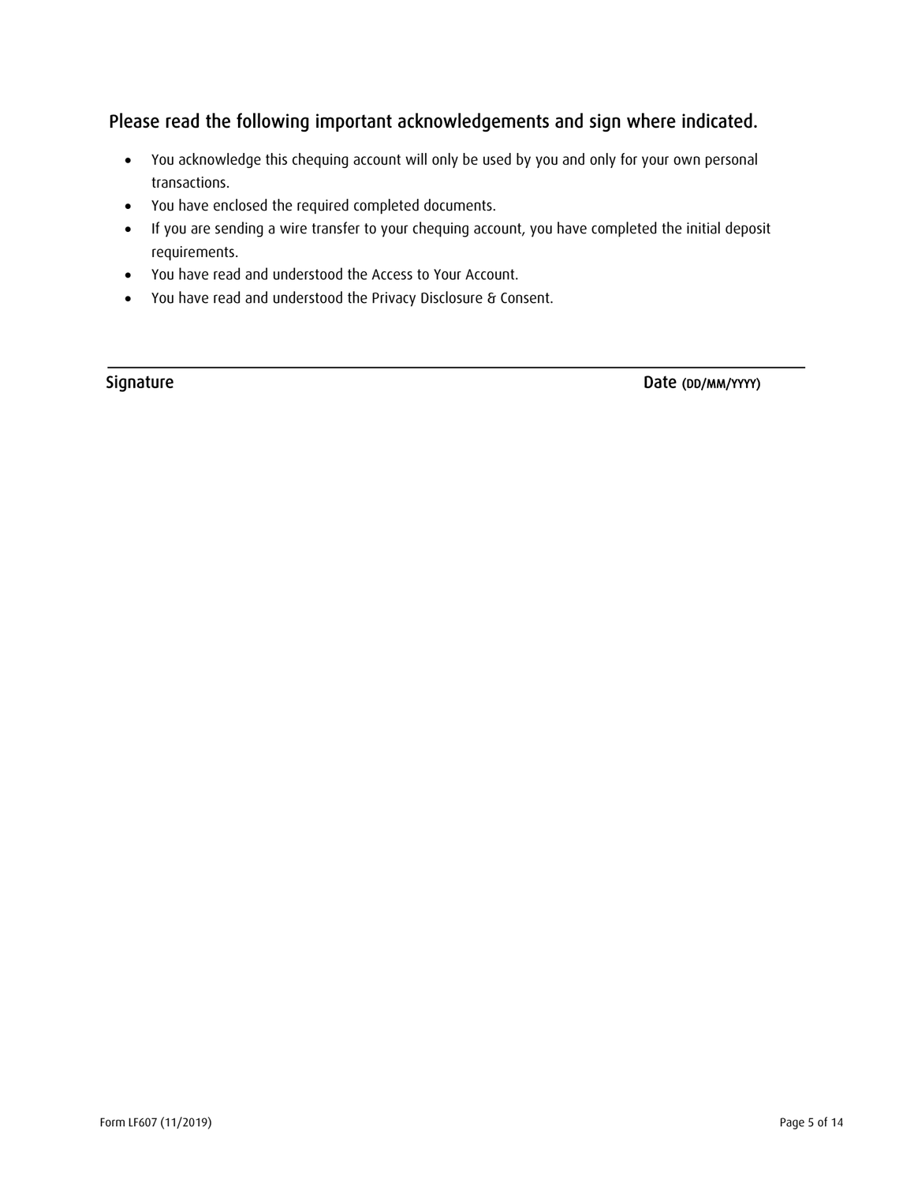## Please read the following important acknowledgements and sign where indicated.

- You acknowledge this chequing account will only be used by you and only for your own personal transactions.
- You have enclosed the required completed documents.
- If you are sending a wire transfer to your chequing account, you have completed the initial deposit requirements.
- You have read and understood the Access to Your Account.
- You have read and understood the Privacy Disclosure & Consent.

Signature ____________________________________________ Date (DD/MM/YYYY)

Form LF607 (11/2019)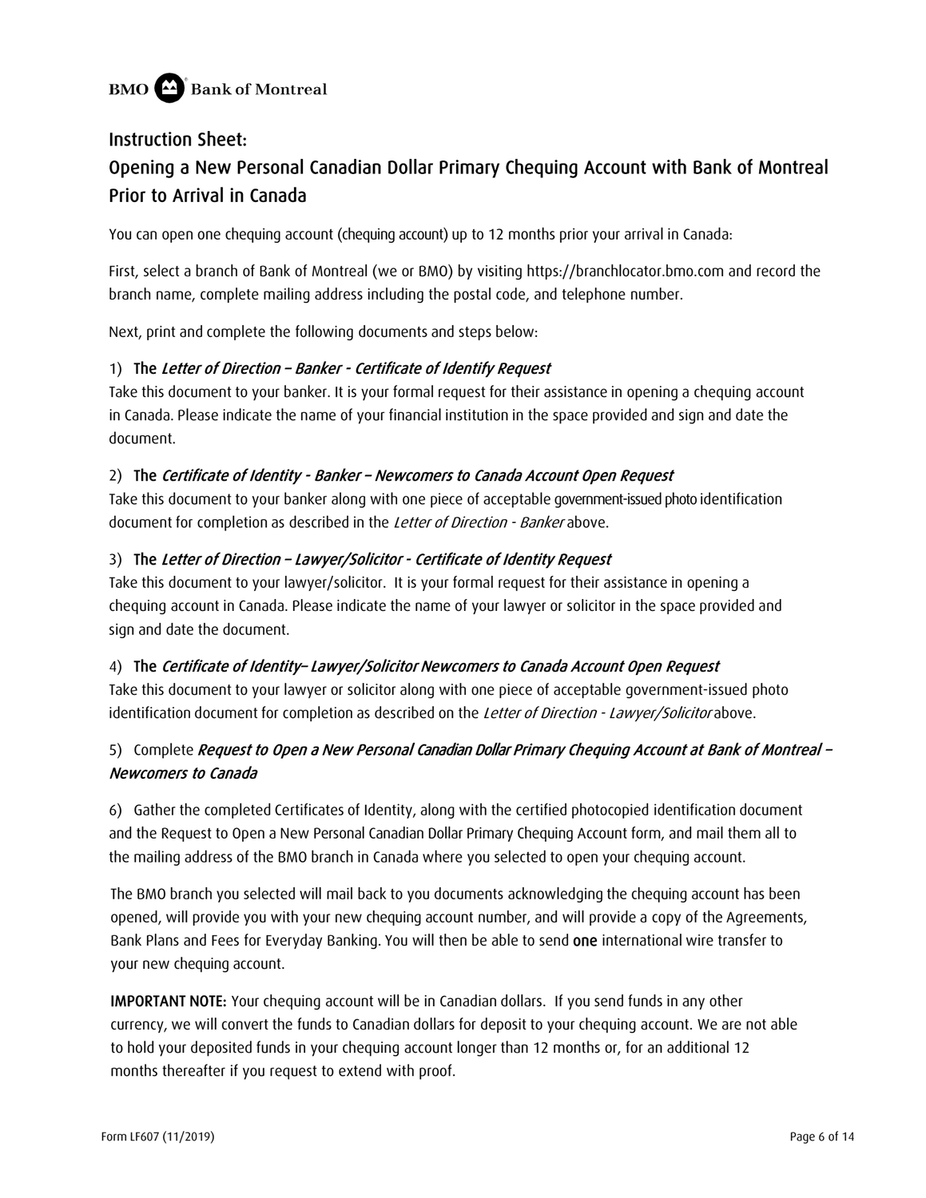BMO Bank of Montreal

## Instruction Sheet: Opening a New Personal Canadian Dollar Primary Chequing Account with Bank of Montreal Prior to Arrival in Canada

You can open one chequing account (chequing account) up to 12 months prior your arrival in Canada:

First, select a branch of Bank of Montreal (we or BMO) by visiting https://branchlocator.bmo.com and record the branch name, complete mailing address including the postal code, and telephone number.

Next, print and complete the following documents and steps below:

1) The *Letter of Direction – Banker - Certificate of Identify Request*
Take this document to your banker. It is your formal request for their assistance in opening a chequing account in Canada. Please indicate the name of your financial institution in the space provided and sign and date the document.

2) The *Certificate of Identity - Banker – Newcomers to Canada Account Open Request*
Take this document to your banker along with one piece of acceptable government-issued photo identification document for completion as described in the *Letter of Direction - Banker* above.

3) The *Letter of Direction – Lawyer/Solicitor - Certificate of Identity Request*
Take this document to your lawyer/solicitor. It is your formal request for their assistance in opening a chequing account in Canada. Please indicate the name of your lawyer or solicitor in the space provided and sign and date the document.

4) The *Certificate of Identity– Lawyer/Solicitor Newcomers to Canada Account Open Request*
Take this document to your lawyer or solicitor along with one piece of acceptable government-issued photo identification document for completion as described on the *Letter of Direction - Lawyer/Solicitor* above.

5) Complete ***Request to Open a New Personal Canadian Dollar Primary Chequing Account at Bank of Montreal – Newcomers to Canada***

6) Gather the completed Certificates of Identity, along with the certified photocopied identification document and the Request to Open a New Personal Canadian Dollar Primary Chequing Account form, and mail them all to the mailing address of the BMO branch in Canada where you selected to open your chequing account.

The BMO branch you selected will mail back to you documents acknowledging the chequing account has been opened, will provide you with your new chequing account number, and will provide a copy of the Agreements, Bank Plans and Fees for Everyday Banking. You will then be able to send **one** international wire transfer to your new chequing account.

**IMPORTANT NOTE:** Your chequing account will be in Canadian dollars. If you send funds in any other currency, we will convert the funds to Canadian dollars for deposit to your chequing account. We are not able to hold your deposited funds in your chequing account longer than 12 months or, for an additional 12 months thereafter if you request to extend with proof.

Form LF607 (11/2019)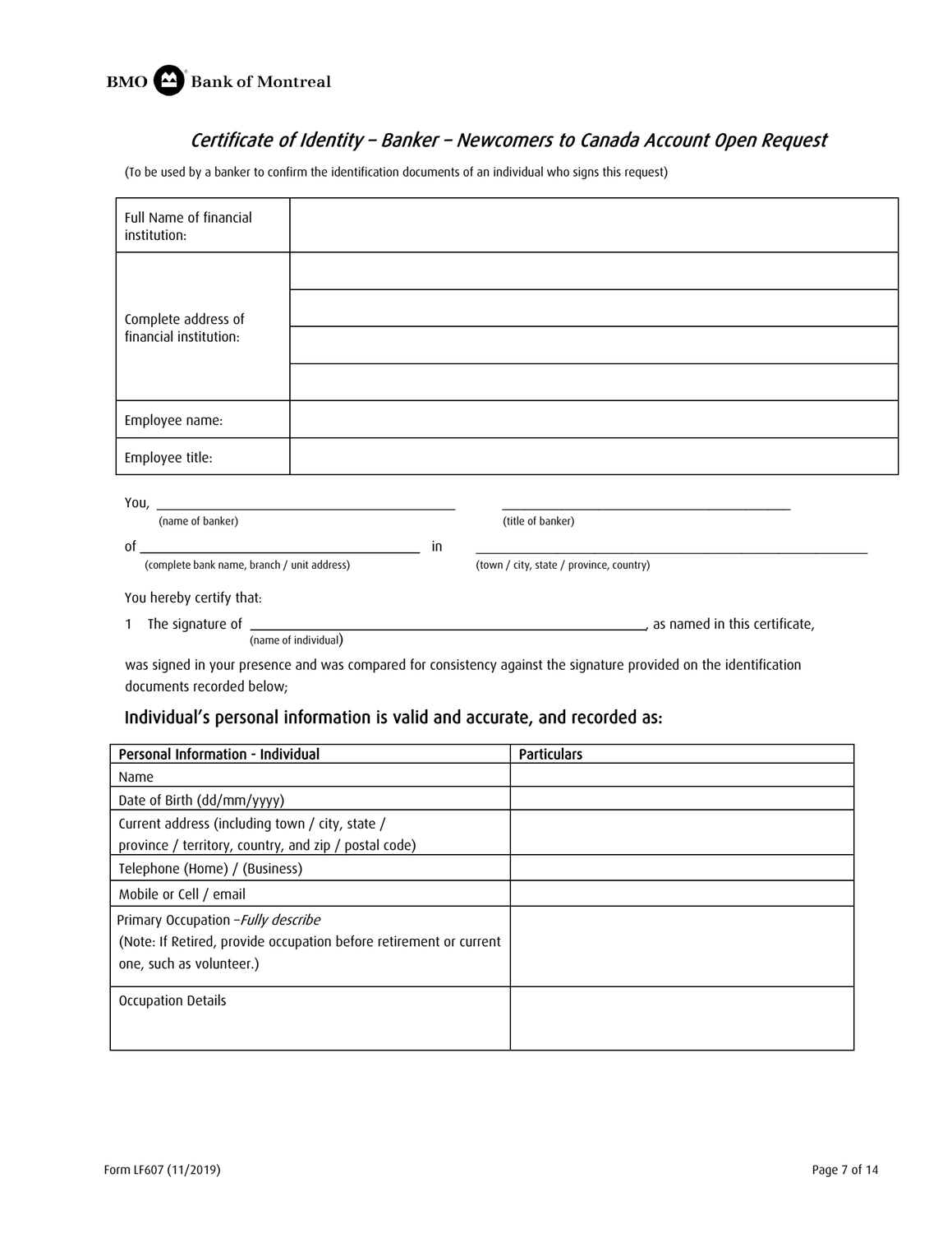BMO Bank of Montreal

## *Certificate of Identity – Banker – Newcomers to Canada Account Open Request*

(To be used by a banker to confirm the identification documents of an individual who signs this request)

| | |
|---|---|
| Full Name of financial institution: | |
| Complete address of financial institution: | |
| | |
| | |
| | |
| Employee name: | |
| Employee title: | |

You, ________________________ (name of banker) ________________________ (title of banker)

of ________________________ (complete bank name, branch / unit address) in ________________________ (town / city, state / province, country)

You hereby certify that:

1 The signature of ________________________ (name of individual), as named in this certificate,

was signed in your presence and was compared for consistency against the signature provided on the identification documents recorded below;

### Individual's personal information is valid and accurate, and recorded as:

| Personal Information - Individual | Particulars |
|---|---|
| Name | |
| Date of Birth (dd/mm/yyyy) | |
| Current address (including town / city, state / province / territory, country, and zip / postal code) | |
| Telephone (Home) / (Business) | |
| Mobile or Cell / email | |
| Primary Occupation –*Fully describe* (Note: If Retired, provide occupation before retirement or current one, such as volunteer.) | |
| Occupation Details | |

Form LF607 (11/2019)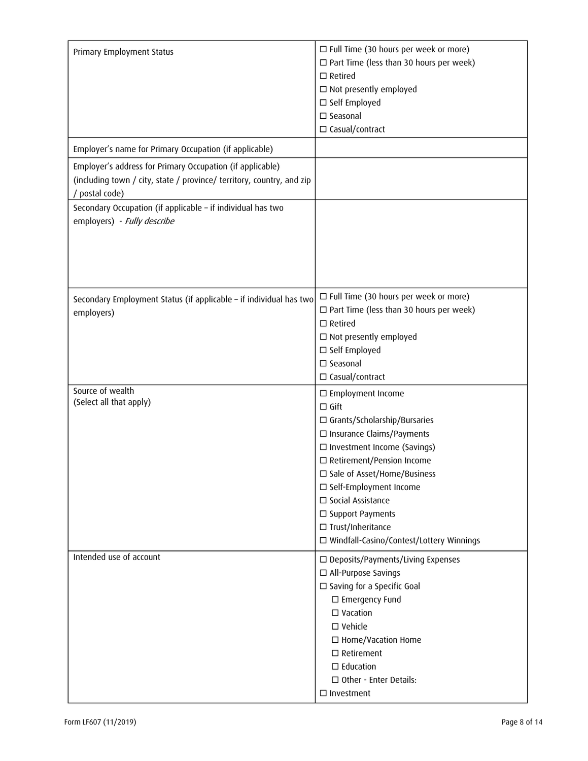| | |
|---|---|
| Primary Employment Status | ☐ Full Time (30 hours per week or more)<br>☐ Part Time (less than 30 hours per week)<br>☐ Retired<br>☐ Not presently employed<br>☐ Self Employed<br>☐ Seasonal<br>☐ Casual/contract |
| Employer's name for Primary Occupation (if applicable) | |
| Employer's address for Primary Occupation (if applicable) (including town / city, state / province/ territory, country, and zip / postal code) | |
| Secondary Occupation (if applicable – if individual has two employers) - *Fully describe* | |
| Secondary Employment Status (if applicable – if individual has two employers) | ☐ Full Time (30 hours per week or more)<br>☐ Part Time (less than 30 hours per week)<br>☐ Retired<br>☐ Not presently employed<br>☐ Self Employed<br>☐ Seasonal<br>☐ Casual/contract |
| Source of wealth<br>(Select all that apply) | ☐ Employment Income<br>☐ Gift<br>☐ Grants/Scholarship/Bursaries<br>☐ Insurance Claims/Payments<br>☐ Investment Income (Savings)<br>☐ Retirement/Pension Income<br>☐ Sale of Asset/Home/Business<br>☐ Self-Employment Income<br>☐ Social Assistance<br>☐ Support Payments<br>☐ Trust/Inheritance<br>☐ Windfall-Casino/Contest/Lottery Winnings |
| Intended use of account | ☐ Deposits/Payments/Living Expenses<br>☐ All-Purpose Savings<br>☐ Saving for a Specific Goal<br>&nbsp;&nbsp;☐ Emergency Fund<br>&nbsp;&nbsp;☐ Vacation<br>&nbsp;&nbsp;☐ Vehicle<br>&nbsp;&nbsp;☐ Home/Vacation Home<br>&nbsp;&nbsp;☐ Retirement<br>&nbsp;&nbsp;☐ Education<br>&nbsp;&nbsp;☐ Other - Enter Details:<br>☐ Investment |

Form LF607 (11/2019)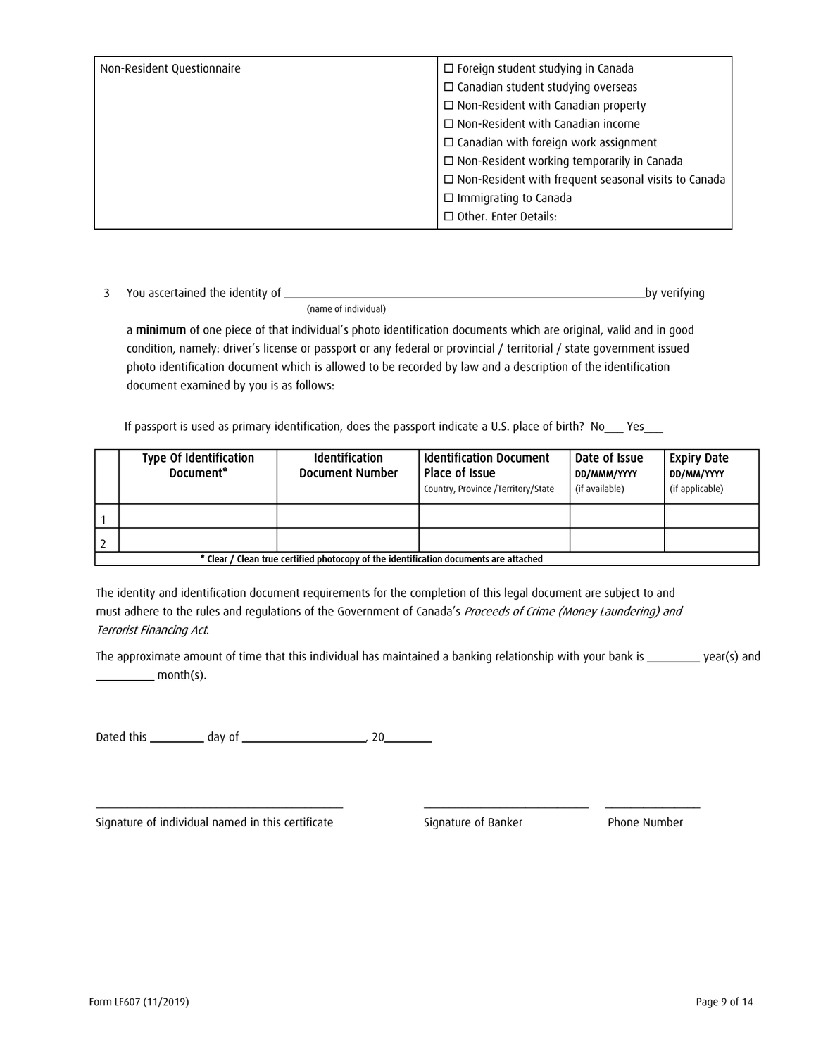| | |
|---|---|
| Non-Resident Questionnaire | ☐ Foreign student studying in Canada<br>☐ Canadian student studying overseas<br>☐ Non-Resident with Canadian property<br>☐ Non-Resident with Canadian income<br>☐ Canadian with foreign work assignment<br>☐ Non-Resident working temporarily in Canada<br>☐ Non-Resident with frequent seasonal visits to Canada<br>☐ Immigrating to Canada<br>☐ Other. Enter Details: |

3 You ascertained the identity of ______________________________________________ by verifying
(name of individual)

a **minimum** of one piece of that individual's photo identification documents which are original, valid and in good condition, namely: driver's license or passport or any federal or provincial / territorial / state government issued photo identification document which is allowed to be recorded by law and a description of the identification document examined by you is as follows:

If passport is used as primary identification, does the passport indicate a U.S. place of birth? No___ Yes___

| | Type Of Identification Document* | Identification Document Number | Identification Document Place of Issue<br>Country, Province /Territory/State | Date of Issue<br>DD/MMM/YYYY<br>(if available) | Expiry Date<br>DD/MM/YYYY<br>(if applicable) |
|---|---|---|---|---|---|
| 1 | | | | | |
| 2 | | | | | |
| * Clear / Clean true certified photocopy of the identification documents are attached | | | | | |

The identity and identification document requirements for the completion of this legal document are subject to and must adhere to the rules and regulations of the Government of Canada's *Proceeds of Crime (Money Laundering) and Terrorist Financing Act*.

The approximate amount of time that this individual has maintained a banking relationship with your bank is ________ year(s) and _________ month(s).

Dated this ________ day of ____________________, 20________

______________________________ Signature of individual named in this certificate

______________________________ Signature of Banker

________________ Phone Number

Form LF607 (11/2019)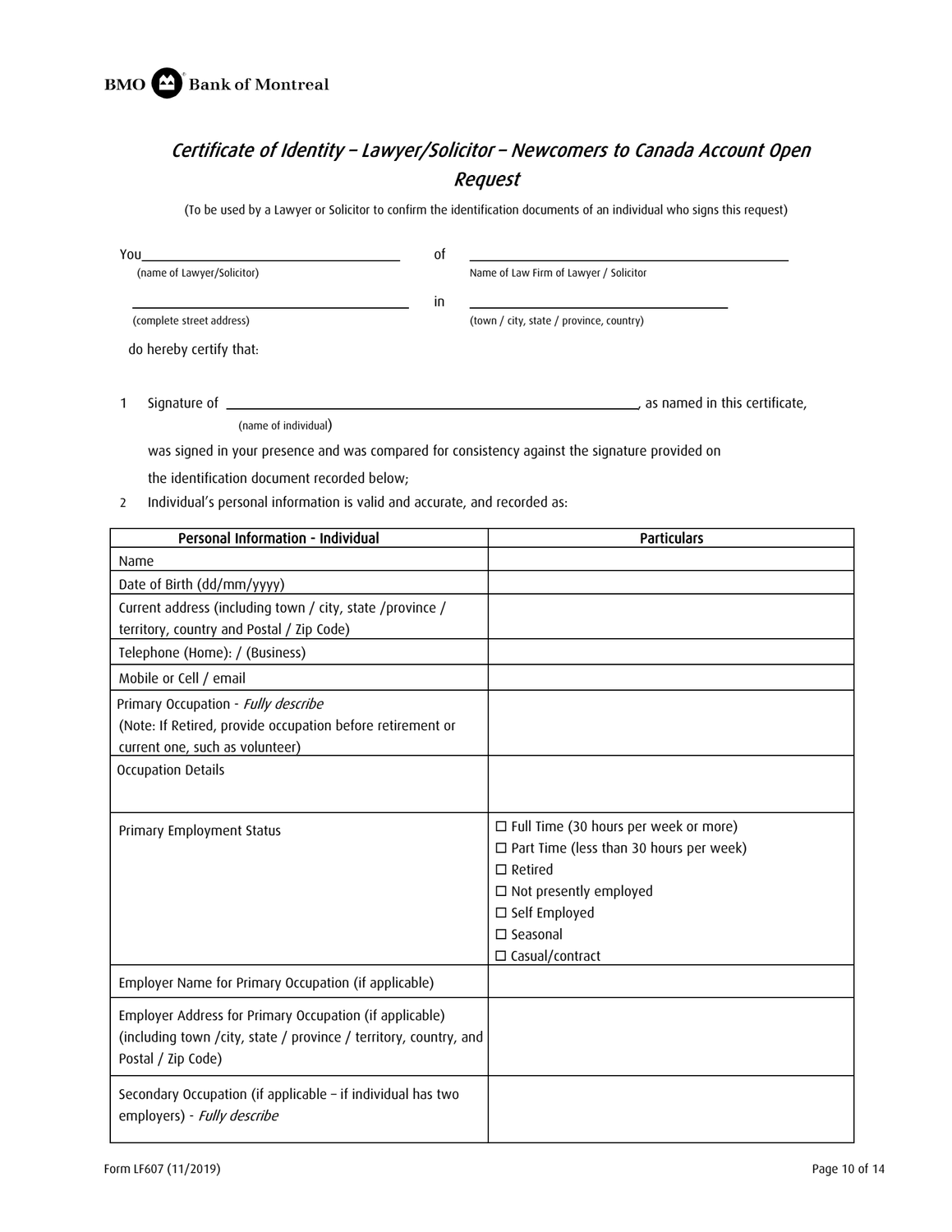**BMO Bank of Montreal**

# *Certificate of Identity – Lawyer/Solicitor – Newcomers to Canada Account Open Request*

(To be used by a Lawyer or Solicitor to confirm the identification documents of an individual who signs this request)

You ________________________ of ________________________
(name of Lawyer/Solicitor) Name of Law Firm of Lawyer / Solicitor

________________________ in ________________________
(complete street address) (town / city, state / province, country)

do hereby certify that:

1 Signature of ________________________, as named in this certificate,
(name of individual)
was signed in your presence and was compared for consistency against the signature provided on the identification document recorded below;

2 Individual's personal information is valid and accurate, and recorded as:

| Personal Information - Individual | Particulars |
|---|---|
| Name | |
| Date of Birth (dd/mm/yyyy) | |
| Current address (including town / city, state /province / territory, country and Postal / Zip Code) | |
| Telephone (Home): / (Business) | |
| Mobile or Cell / email | |
| Primary Occupation - *Fully describe* (Note: If Retired, provide occupation before retirement or current one, such as volunteer) | |
| Occupation Details | |
| Primary Employment Status | ☐ Full Time (30 hours per week or more)<br>☐ Part Time (less than 30 hours per week)<br>☐ Retired<br>☐ Not presently employed<br>☐ Self Employed<br>☐ Seasonal<br>☐ Casual/contract |
| Employer Name for Primary Occupation (if applicable) | |
| Employer Address for Primary Occupation (if applicable) (including town /city, state / province / territory, country, and Postal / Zip Code) | |
| Secondary Occupation (if applicable – if individual has two employers) - *Fully describe* | |

Form LF607 (11/2019)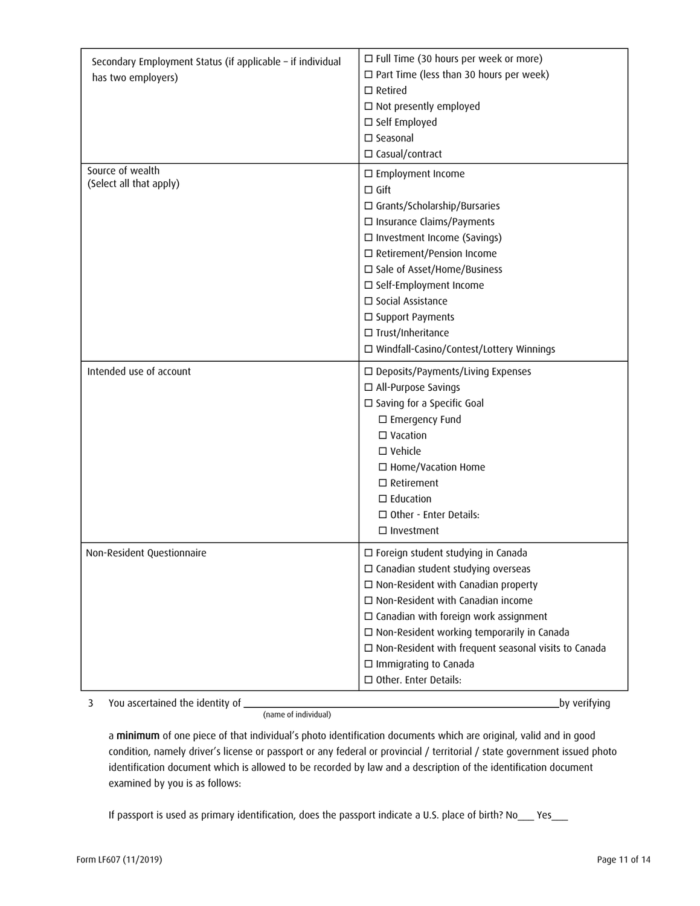| | |
|---|---|
| Secondary Employment Status (if applicable – if individual has two employers) | ☐ Full Time (30 hours per week or more)<br>☐ Part Time (less than 30 hours per week)<br>☐ Retired<br>☐ Not presently employed<br>☐ Self Employed<br>☐ Seasonal<br>☐ Casual/contract |
| Source of wealth<br>(Select all that apply) | ☐ Employment Income<br>☐ Gift<br>☐ Grants/Scholarship/Bursaries<br>☐ Insurance Claims/Payments<br>☐ Investment Income (Savings)<br>☐ Retirement/Pension Income<br>☐ Sale of Asset/Home/Business<br>☐ Self-Employment Income<br>☐ Social Assistance<br>☐ Support Payments<br>☐ Trust/Inheritance<br>☐ Windfall-Casino/Contest/Lottery Winnings |
| Intended use of account | ☐ Deposits/Payments/Living Expenses<br>☐ All-Purpose Savings<br>☐ Saving for a Specific Goal<br>&nbsp;&nbsp;☐ Emergency Fund<br>&nbsp;&nbsp;☐ Vacation<br>&nbsp;&nbsp;☐ Vehicle<br>&nbsp;&nbsp;☐ Home/Vacation Home<br>&nbsp;&nbsp;☐ Retirement<br>&nbsp;&nbsp;☐ Education<br>&nbsp;&nbsp;☐ Other - Enter Details:<br>&nbsp;&nbsp;☐ Investment |
| Non-Resident Questionnaire | ☐ Foreign student studying in Canada<br>☐ Canadian student studying overseas<br>☐ Non-Resident with Canadian property<br>☐ Non-Resident with Canadian income<br>☐ Canadian with foreign work assignment<br>☐ Non-Resident working temporarily in Canada<br>☐ Non-Resident with frequent seasonal visits to Canada<br>☐ Immigrating to Canada<br>☐ Other. Enter Details: |

3 You ascertained the identity of ______________________________________________ by verifying
(name of individual)

a **minimum** of one piece of that individual's photo identification documents which are original, valid and in good condition, namely driver's license or passport or any federal or provincial / territorial / state government issued photo identification document which is allowed to be recorded by law and a description of the identification document examined by you is as follows:

If passport is used as primary identification, does the passport indicate a U.S. place of birth? No___ Yes___

Form LF607 (11/2019)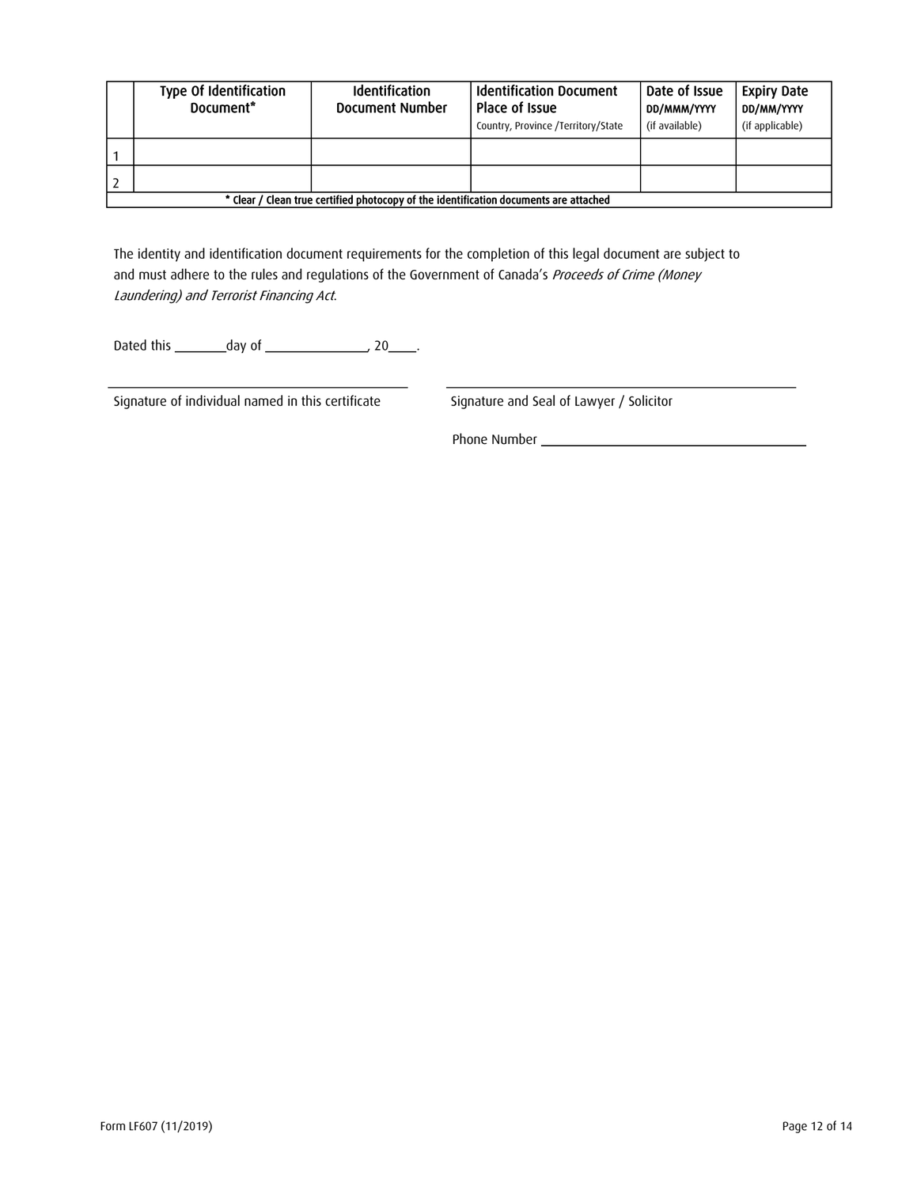| | Type Of Identification Document* | Identification Document Number | Identification Document Place of Issue<br>Country, Province /Territory/State | Date of Issue<br>DD/MMM/YYYY<br>(if available) | Expiry Date<br>DD/MM/YYYY<br>(if applicable) |
|---|---|---|---|---|---|
| 1 | | | | | |
| 2 | | | | | |
| **\* Clear / Clean true certified photocopy of the identification documents are attached** | | | | | |

The identity and identification document requirements for the completion of this legal document are subject to and must adhere to the rules and regulations of the Government of Canada's *Proceeds of Crime (Money Laundering) and Terrorist Financing Act*.

Dated this ________day of _______________, 20____.

_______________________________________
Signature of individual named in this certificate

_______________________________________
Signature and Seal of Lawyer / Solicitor

Phone Number _______________________________

Form LF607 (11/2019)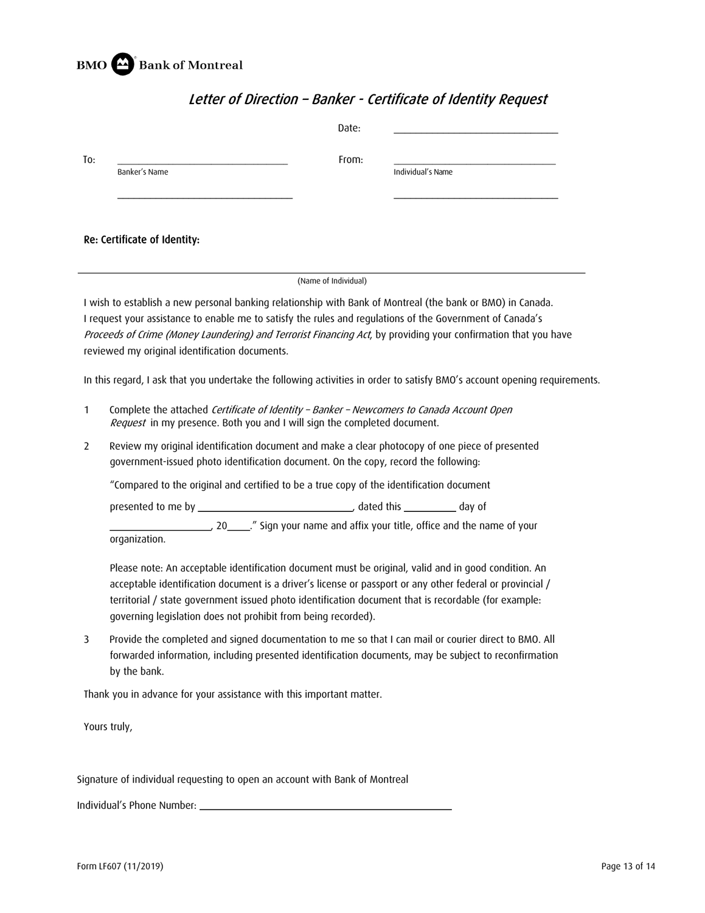BMO Bank of Montreal

# *Letter of Direction – Banker - Certificate of Identity Request*

Date: ______________________________

To: ______________________________
Banker's Name

______________________________

From: ______________________________
Individual's Name

______________________________

**Re: Certificate of Identity:**

__________________________________________________________________________
(Name of Individual)

I wish to establish a new personal banking relationship with Bank of Montreal (the bank or BMO) in Canada. I request your assistance to enable me to satisfy the rules and regulations of the Government of Canada's *Proceeds of Crime (Money Laundering) and Terrorist Financing Act*, by providing your confirmation that you have reviewed my original identification documents.

In this regard, I ask that you undertake the following activities in order to satisfy BMO's account opening requirements.

1. Complete the attached *Certificate of Identity – Banker – Newcomers to Canada Account Open Request* in my presence. Both you and I will sign the completed document.

2. Review my original identification document and make a clear photocopy of one piece of presented government-issued photo identification document. On the copy, record the following:

   "Compared to the original and certified to be a true copy of the identification document

   presented to me by ____________________________, dated this __________ day of

   ____________________, 20____." Sign your name and affix your title, office and the name of your organization.

   Please note: An acceptable identification document must be original, valid and in good condition. An acceptable identification document is a driver's license or passport or any other federal or provincial / territorial / state government issued photo identification document that is recordable (for example: governing legislation does not prohibit from being recorded).

3. Provide the completed and signed documentation to me so that I can mail or courier direct to BMO. All forwarded information, including presented identification documents, may be subject to reconfirmation by the bank.

Thank you in advance for your assistance with this important matter.

Yours truly,

Signature of individual requesting to open an account with Bank of Montreal

Individual's Phone Number: ______________________________________________

Form LF607 (11/2019)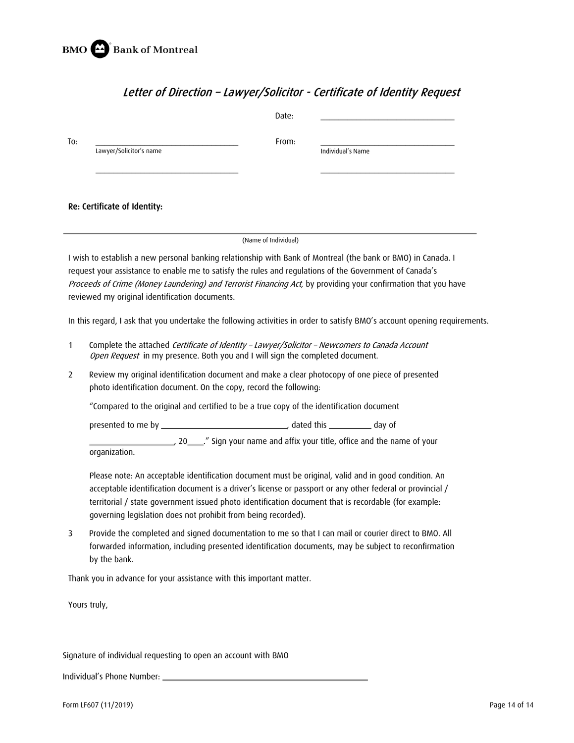BMO Bank of Montreal

## *Letter of Direction – Lawyer/Solicitor - Certificate of Identity Request*

Date: ______________________________

To: ______________________________
Lawyer/Solicitor's name

______________________________

From: ______________________________
Individual's Name

______________________________

**Re: Certificate of Identity:**

__________________________________________________________________________
(Name of Individual)

I wish to establish a new personal banking relationship with Bank of Montreal (the bank or BMO) in Canada. I request your assistance to enable me to satisfy the rules and regulations of the Government of Canada's *Proceeds of Crime (Money Laundering) and Terrorist Financing Act*, by providing your confirmation that you have reviewed my original identification documents.

In this regard, I ask that you undertake the following activities in order to satisfy BMO's account opening requirements.

1 Complete the attached *Certificate of Identity – Lawyer/Solicitor – Newcomers to Canada Account Open Request* in my presence. Both you and I will sign the completed document.

2 Review my original identification document and make a clear photocopy of one piece of presented photo identification document. On the copy, record the following:

"Compared to the original and certified to be a true copy of the identification document

presented to me by ____________________________, dated this __________ day of

____________________, 20____." Sign your name and affix your title, office and the name of your organization.

Please note: An acceptable identification document must be original, valid and in good condition. An acceptable identification document is a driver's license or passport or any other federal or provincial / territorial / state government issued photo identification document that is recordable (for example: governing legislation does not prohibit from being recorded).

3 Provide the completed and signed documentation to me so that I can mail or courier direct to BMO. All forwarded information, including presented identification documents, may be subject to reconfirmation by the bank.

Thank you in advance for your assistance with this important matter.

Yours truly,

Signature of individual requesting to open an account with BMO

Individual's Phone Number: ______________________________________________

Form LF607 (11/2019)